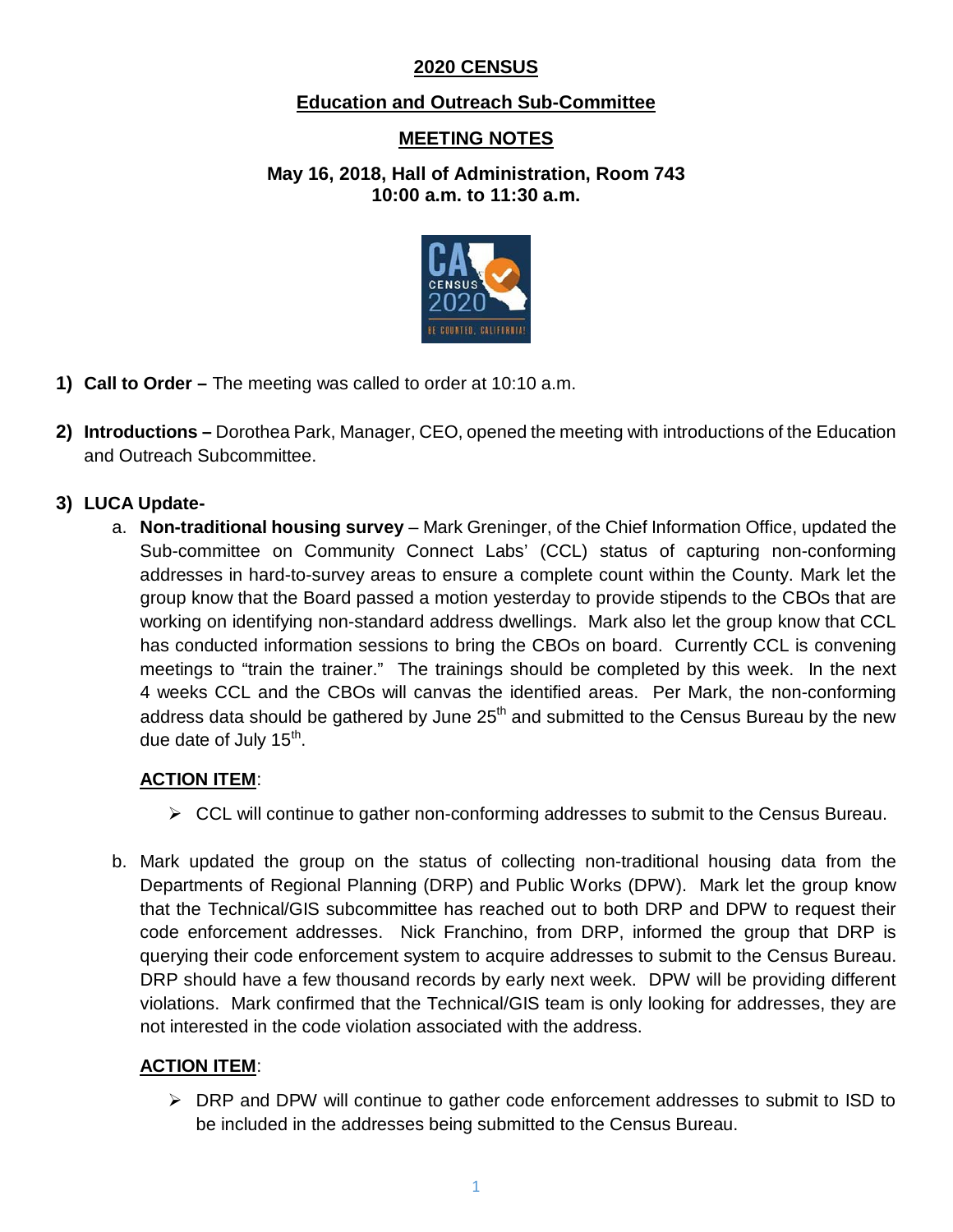# 2020 CENSUS

## Education and Outreach Sub-Committee

## MEETING NOTES

**May 16, 2018, Hall of Administration, Room 743**
**10:00 a.m. to 11:30 a.m.**

1) **Call to Order –** The meeting was called to order at 10:10 a.m.

2) **Introductions –** Dorothea Park, Manager, CEO, opened the meeting with introductions of the Education and Outreach Subcommittee.

3) **LUCA Update-**

   a. **Non-traditional housing survey** – Mark Greninger, of the Chief Information Office, updated the Sub-committee on Community Connect Labs' (CCL) status of capturing non-conforming addresses in hard-to-survey areas to ensure a complete count within the County. Mark let the group know that the Board passed a motion yesterday to provide stipends to the CBOs that are working on identifying non-standard address dwellings. Mark also let the group know that CCL has conducted information sessions to bring the CBOs on board. Currently CCL is convening meetings to "train the trainer." The trainings should be completed by this week. In the next 4 weeks CCL and the CBOs will canvas the identified areas. Per Mark, the non-conforming address data should be gathered by June 25th and submitted to the Census Bureau by the new due date of July 15th.

   **ACTION ITEM**:

   - CCL will continue to gather non-conforming addresses to submit to the Census Bureau.

   b. Mark updated the group on the status of collecting non-traditional housing data from the Departments of Regional Planning (DRP) and Public Works (DPW). Mark let the group know that the Technical/GIS subcommittee has reached out to both DRP and DPW to request their code enforcement addresses. Nick Franchino, from DRP, informed the group that DRP is querying their code enforcement system to acquire addresses to submit to the Census Bureau. DRP should have a few thousand records by early next week. DPW will be providing different violations. Mark confirmed that the Technical/GIS team is only looking for addresses, they are not interested in the code violation associated with the address.

   **ACTION ITEM**:

   - DRP and DPW will continue to gather code enforcement addresses to submit to ISD to be included in the addresses being submitted to the Census Bureau.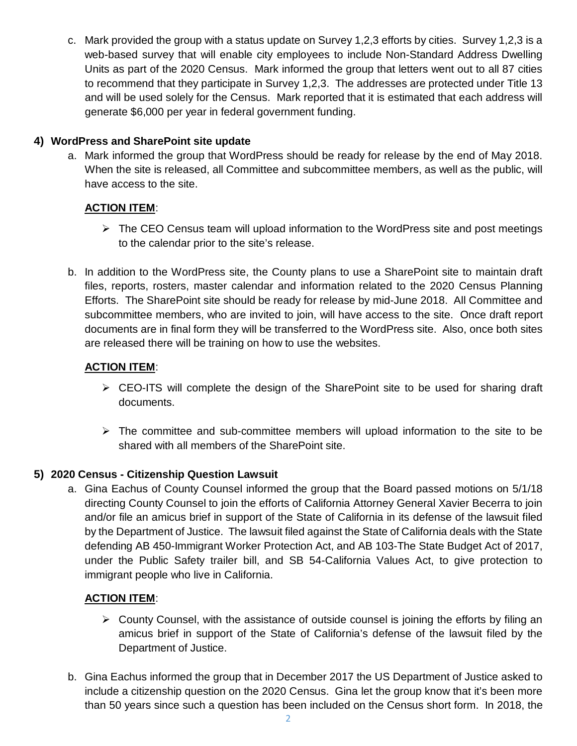c. Mark provided the group with a status update on Survey 1,2,3 efforts by cities. Survey 1,2,3 is a web-based survey that will enable city employees to include Non-Standard Address Dwelling Units as part of the 2020 Census. Mark informed the group that letters went out to all 87 cities to recommend that they participate in Survey 1,2,3. The addresses are protected under Title 13 and will be used solely for the Census. Mark reported that it is estimated that each address will generate $6,000 per year in federal government funding.

**4) WordPress and SharePoint site update**

a. Mark informed the group that WordPress should be ready for release by the end of May 2018. When the site is released, all Committee and subcommittee members, as well as the public, will have access to the site.

**ACTION ITEM**:

- The CEO Census team will upload information to the WordPress site and post meetings to the calendar prior to the site's release.

b. In addition to the WordPress site, the County plans to use a SharePoint site to maintain draft files, reports, rosters, master calendar and information related to the 2020 Census Planning Efforts. The SharePoint site should be ready for release by mid-June 2018. All Committee and subcommittee members, who are invited to join, will have access to the site. Once draft report documents are in final form they will be transferred to the WordPress site. Also, once both sites are released there will be training on how to use the websites.

**ACTION ITEM**:

- CEO-ITS will complete the design of the SharePoint site to be used for sharing draft documents.
- The committee and sub-committee members will upload information to the site to be shared with all members of the SharePoint site.

**5) 2020 Census - Citizenship Question Lawsuit**

a. Gina Eachus of County Counsel informed the group that the Board passed motions on 5/1/18 directing County Counsel to join the efforts of California Attorney General Xavier Becerra to join and/or file an amicus brief in support of the State of California in its defense of the lawsuit filed by the Department of Justice. The lawsuit filed against the State of California deals with the State defending AB 450-Immigrant Worker Protection Act, and AB 103-The State Budget Act of 2017, under the Public Safety trailer bill, and SB 54-California Values Act, to give protection to immigrant people who live in California.

**ACTION ITEM**:

- County Counsel, with the assistance of outside counsel is joining the efforts by filing an amicus brief in support of the State of California's defense of the lawsuit filed by the Department of Justice.

b. Gina Eachus informed the group that in December 2017 the US Department of Justice asked to include a citizenship question on the 2020 Census. Gina let the group know that it's been more than 50 years since such a question has been included on the Census short form. In 2018, the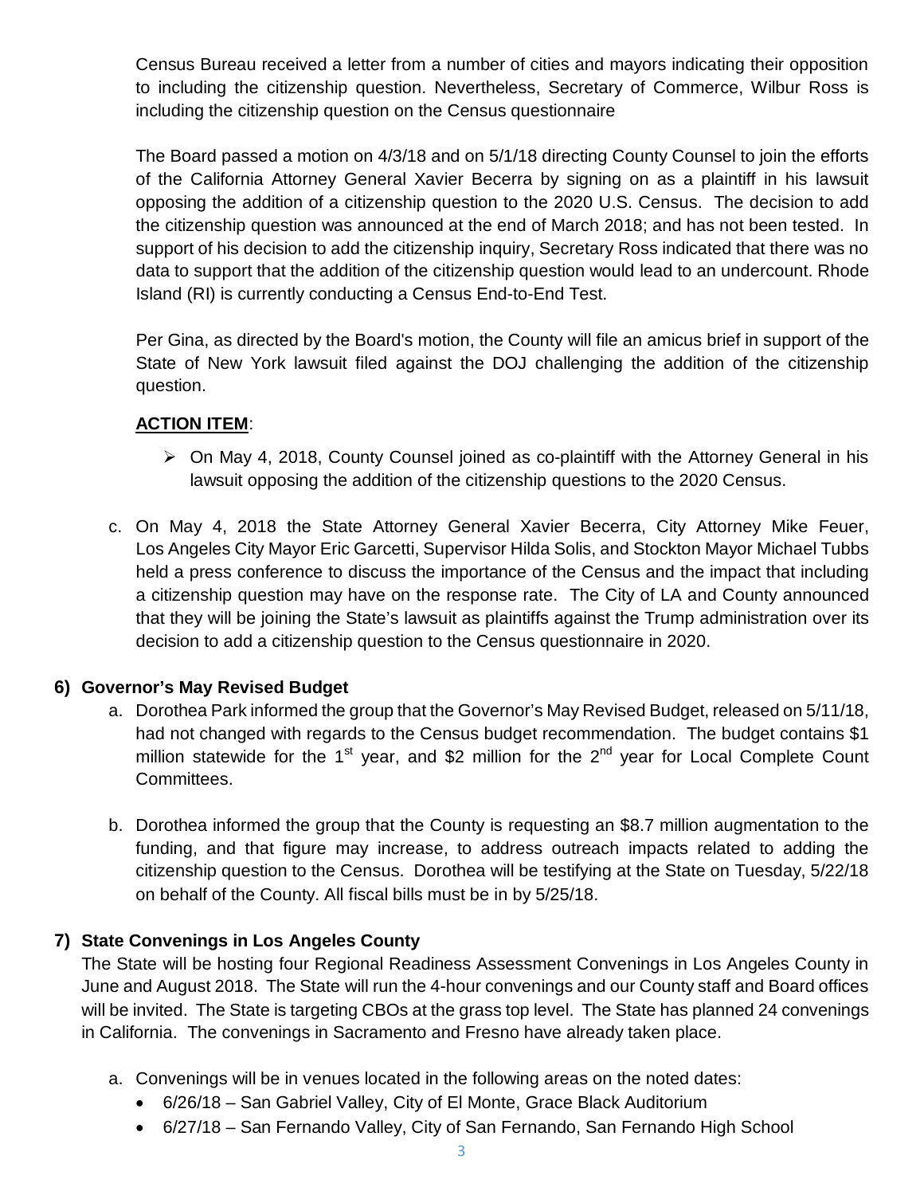Census Bureau received a letter from a number of cities and mayors indicating their opposition to including the citizenship question. Nevertheless, Secretary of Commerce, Wilbur Ross is including the citizenship question on the Census questionnaire

The Board passed a motion on 4/3/18 and on 5/1/18 directing County Counsel to join the efforts of the California Attorney General Xavier Becerra by signing on as a plaintiff in his lawsuit opposing the addition of a citizenship question to the 2020 U.S. Census. The decision to add the citizenship question was announced at the end of March 2018; and has not been tested. In support of his decision to add the citizenship inquiry, Secretary Ross indicated that there was no data to support that the addition of the citizenship question would lead to an undercount. Rhode Island (RI) is currently conducting a Census End-to-End Test.

Per Gina, as directed by the Board's motion, the County will file an amicus brief in support of the State of New York lawsuit filed against the DOJ challenging the addition of the citizenship question.

**ACTION ITEM**:

- On May 4, 2018, County Counsel joined as co-plaintiff with the Attorney General in his lawsuit opposing the addition of the citizenship questions to the 2020 Census.

c. On May 4, 2018 the State Attorney General Xavier Becerra, City Attorney Mike Feuer, Los Angeles City Mayor Eric Garcetti, Supervisor Hilda Solis, and Stockton Mayor Michael Tubbs held a press conference to discuss the importance of the Census and the impact that including a citizenship question may have on the response rate. The City of LA and County announced that they will be joining the State's lawsuit as plaintiffs against the Trump administration over its decision to add a citizenship question to the Census questionnaire in 2020.

### 6) Governor's May Revised Budget

a. Dorothea Park informed the group that the Governor's May Revised Budget, released on 5/11/18, had not changed with regards to the Census budget recommendation. The budget contains $1 million statewide for the 1st year, and $2 million for the 2nd year for Local Complete Count Committees.

b. Dorothea informed the group that the County is requesting an $8.7 million augmentation to the funding, and that figure may increase, to address outreach impacts related to adding the citizenship question to the Census. Dorothea will be testifying at the State on Tuesday, 5/22/18 on behalf of the County. All fiscal bills must be in by 5/25/18.

### 7) State Convenings in Los Angeles County

The State will be hosting four Regional Readiness Assessment Convenings in Los Angeles County in June and August 2018. The State will run the 4-hour convenings and our County staff and Board offices will be invited. The State is targeting CBOs at the grass top level. The State has planned 24 convenings in California. The convenings in Sacramento and Fresno have already taken place.

a. Convenings will be in venues located in the following areas on the noted dates:
   - 6/26/18 – San Gabriel Valley, City of El Monte, Grace Black Auditorium
   - 6/27/18 – San Fernando Valley, City of San Fernando, San Fernando High School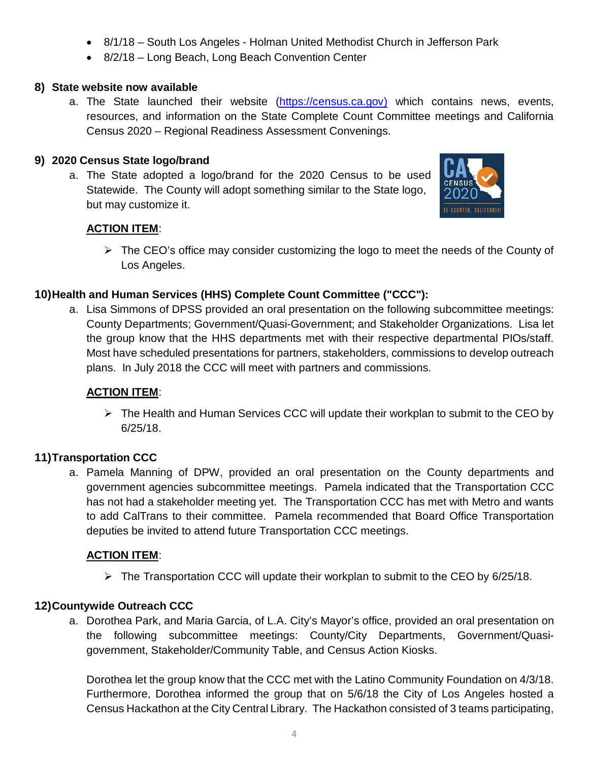- 8/1/18 – South Los Angeles - Holman United Methodist Church in Jefferson Park
- 8/2/18 – Long Beach, Long Beach Convention Center

**8) State website now available**

a. The State launched their website (https://census.ca.gov) which contains news, events, resources, and information on the State Complete Count Committee meetings and California Census 2020 – Regional Readiness Assessment Convenings.

**9) 2020 Census State logo/brand**

a. The State adopted a logo/brand for the 2020 Census to be used Statewide. The County will adopt something similar to the State logo, but may customize it.

**ACTION ITEM**:

- ➢ The CEO's office may consider customizing the logo to meet the needs of the County of Los Angeles.

**10) Health and Human Services (HHS) Complete Count Committee ("CCC"):**

a. Lisa Simmons of DPSS provided an oral presentation on the following subcommittee meetings: County Departments; Government/Quasi-Government; and Stakeholder Organizations. Lisa let the group know that the HHS departments met with their respective departmental PIOs/staff. Most have scheduled presentations for partners, stakeholders, commissions to develop outreach plans. In July 2018 the CCC will meet with partners and commissions.

**ACTION ITEM**:

- ➢ The Health and Human Services CCC will update their workplan to submit to the CEO by 6/25/18.

**11) Transportation CCC**

a. Pamela Manning of DPW, provided an oral presentation on the County departments and government agencies subcommittee meetings. Pamela indicated that the Transportation CCC has not had a stakeholder meeting yet. The Transportation CCC has met with Metro and wants to add CalTrans to their committee. Pamela recommended that Board Office Transportation deputies be invited to attend future Transportation CCC meetings.

**ACTION ITEM**:

- ➢ The Transportation CCC will update their workplan to submit to the CEO by 6/25/18.

**12) Countywide Outreach CCC**

a. Dorothea Park, and Maria Garcia, of L.A. City's Mayor's office, provided an oral presentation on the following subcommittee meetings: County/City Departments, Government/Quasi-government, Stakeholder/Community Table, and Census Action Kiosks.

Dorothea let the group know that the CCC met with the Latino Community Foundation on 4/3/18. Furthermore, Dorothea informed the group that on 5/6/18 the City of Los Angeles hosted a Census Hackathon at the City Central Library. The Hackathon consisted of 3 teams participating,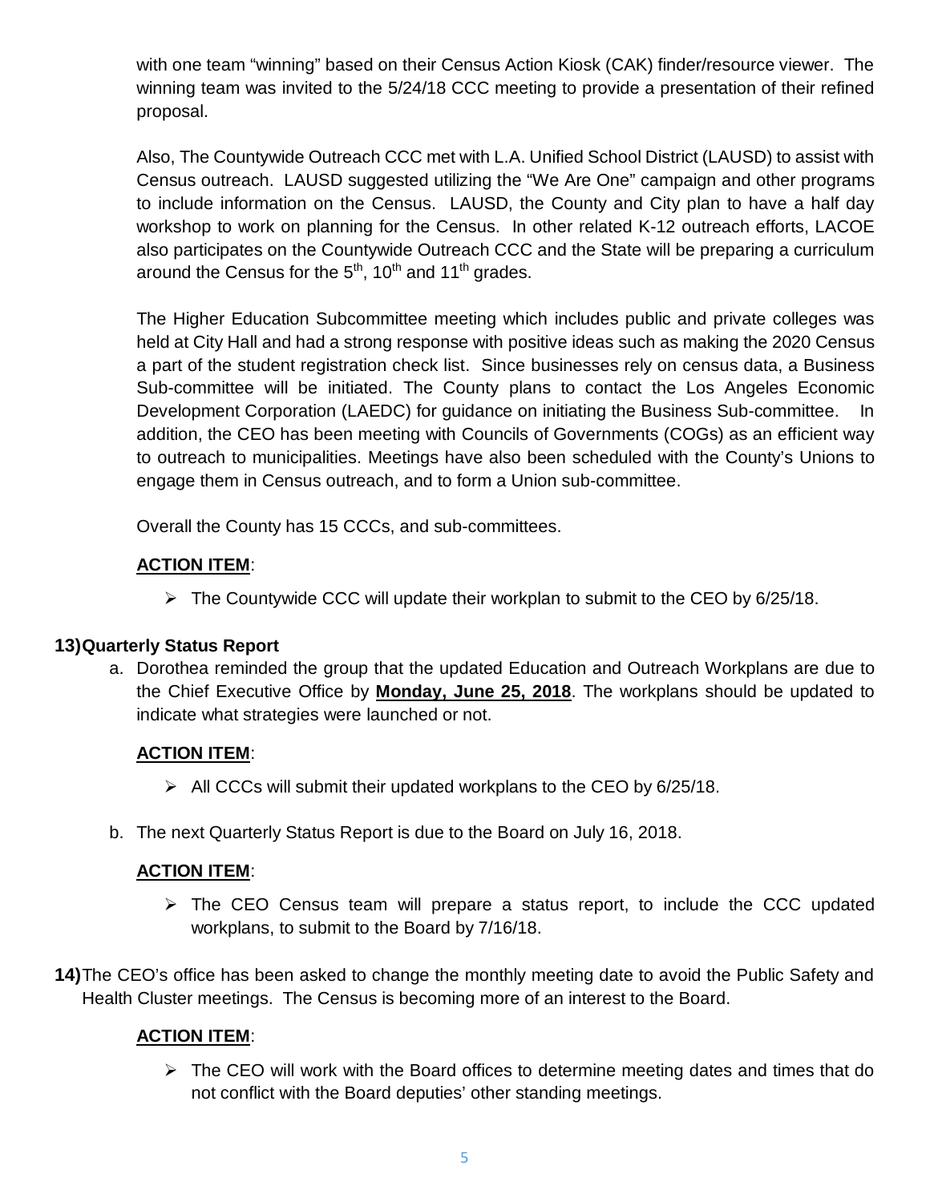with one team "winning" based on their Census Action Kiosk (CAK) finder/resource viewer. The winning team was invited to the 5/24/18 CCC meeting to provide a presentation of their refined proposal.

Also, The Countywide Outreach CCC met with L.A. Unified School District (LAUSD) to assist with Census outreach. LAUSD suggested utilizing the "We Are One" campaign and other programs to include information on the Census. LAUSD, the County and City plan to have a half day workshop to work on planning for the Census. In other related K-12 outreach efforts, LACOE also participates on the Countywide Outreach CCC and the State will be preparing a curriculum around the Census for the 5th, 10th and 11th grades.

The Higher Education Subcommittee meeting which includes public and private colleges was held at City Hall and had a strong response with positive ideas such as making the 2020 Census a part of the student registration check list. Since businesses rely on census data, a Business Sub-committee will be initiated. The County plans to contact the Los Angeles Economic Development Corporation (LAEDC) for guidance on initiating the Business Sub-committee. In addition, the CEO has been meeting with Councils of Governments (COGs) as an efficient way to outreach to municipalities. Meetings have also been scheduled with the County's Unions to engage them in Census outreach, and to form a Union sub-committee.

Overall the County has 15 CCCs, and sub-committees.

**ACTION ITEM**:

- The Countywide CCC will update their workplan to submit to the CEO by 6/25/18.

**13) Quarterly Status Report**

a. Dorothea reminded the group that the updated Education and Outreach Workplans are due to the Chief Executive Office by **Monday, June 25, 2018**. The workplans should be updated to indicate what strategies were launched or not.

**ACTION ITEM**:

- All CCCs will submit their updated workplans to the CEO by 6/25/18.

b. The next Quarterly Status Report is due to the Board on July 16, 2018.

**ACTION ITEM**:

- The CEO Census team will prepare a status report, to include the CCC updated workplans, to submit to the Board by 7/16/18.

**14)** The CEO's office has been asked to change the monthly meeting date to avoid the Public Safety and Health Cluster meetings. The Census is becoming more of an interest to the Board.

**ACTION ITEM**:

- The CEO will work with the Board offices to determine meeting dates and times that do not conflict with the Board deputies' other standing meetings.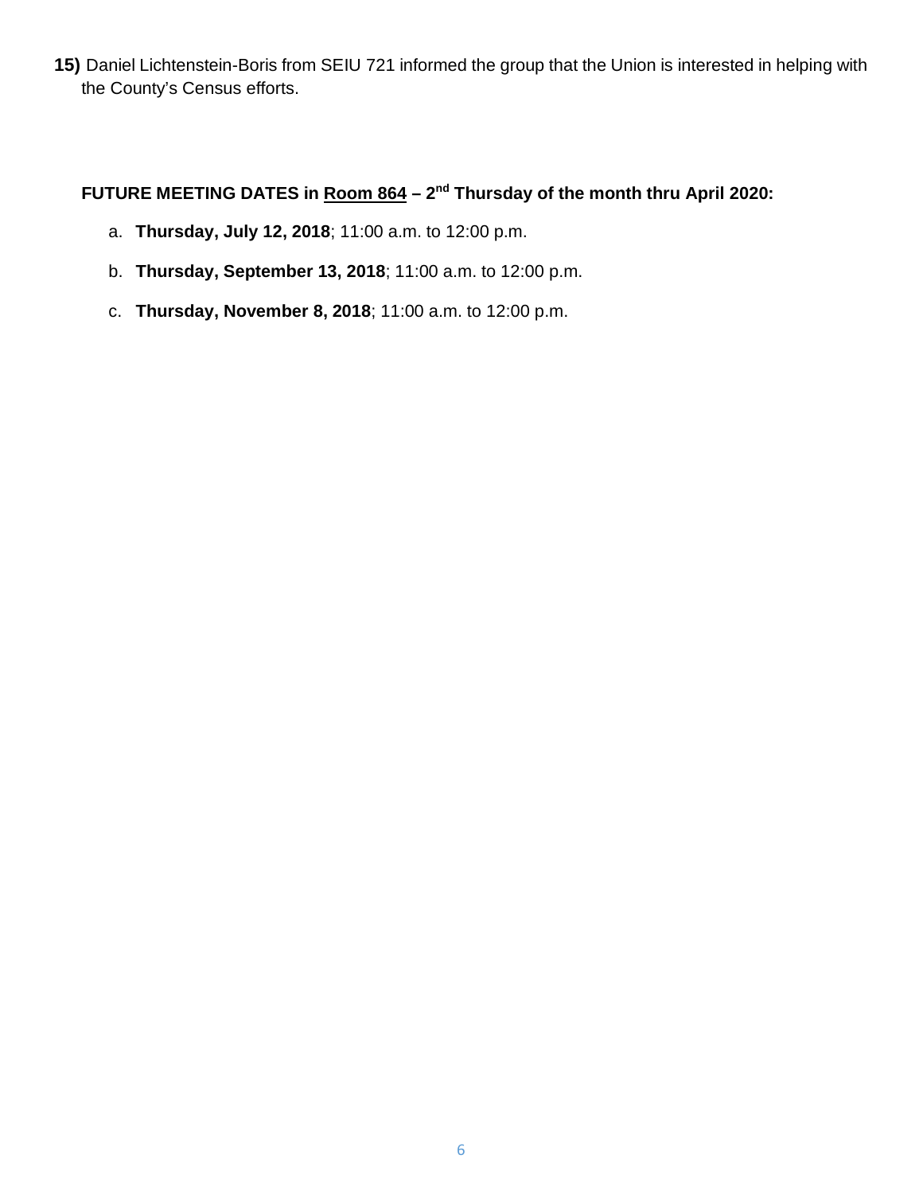**15)** Daniel Lichtenstein-Boris from SEIU 721 informed the group that the Union is interested in helping with the County's Census efforts.

**FUTURE MEETING DATES in <u>Room 864</u> – 2nd Thursday of the month thru April 2020:**

a. **Thursday, July 12, 2018**; 11:00 a.m. to 12:00 p.m.

b. **Thursday, September 13, 2018**; 11:00 a.m. to 12:00 p.m.

c. **Thursday, November 8, 2018**; 11:00 a.m. to 12:00 p.m.